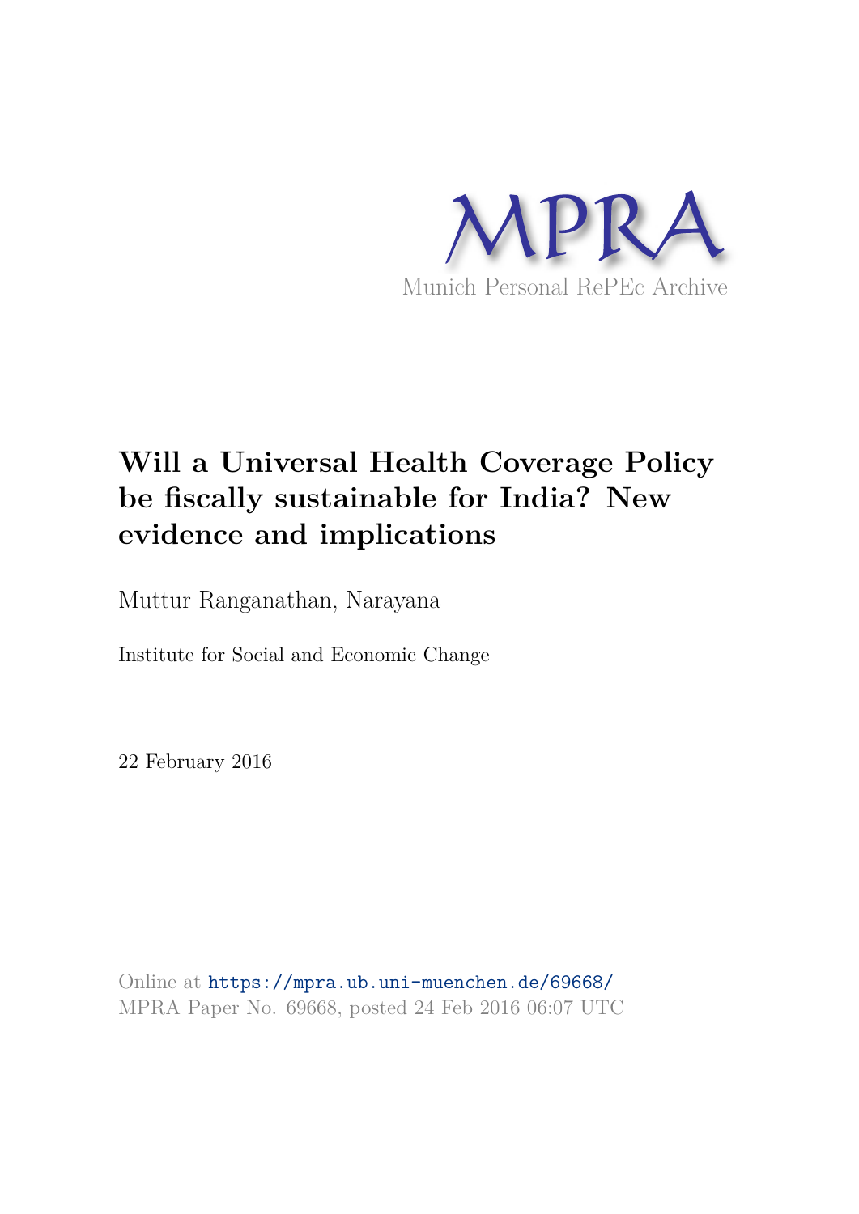MPRA

Munich Personal RePEc Archive

# Will a Universal Health Coverage Policy be fiscally sustainable for India? New evidence and implications

Muttur Ranganathan, Narayana

Institute for Social and Economic Change

22 February 2016

Online at https://mpra.ub.uni-muenchen.de/69668/
MPRA Paper No. 69668, posted 24 Feb 2016 06:07 UTC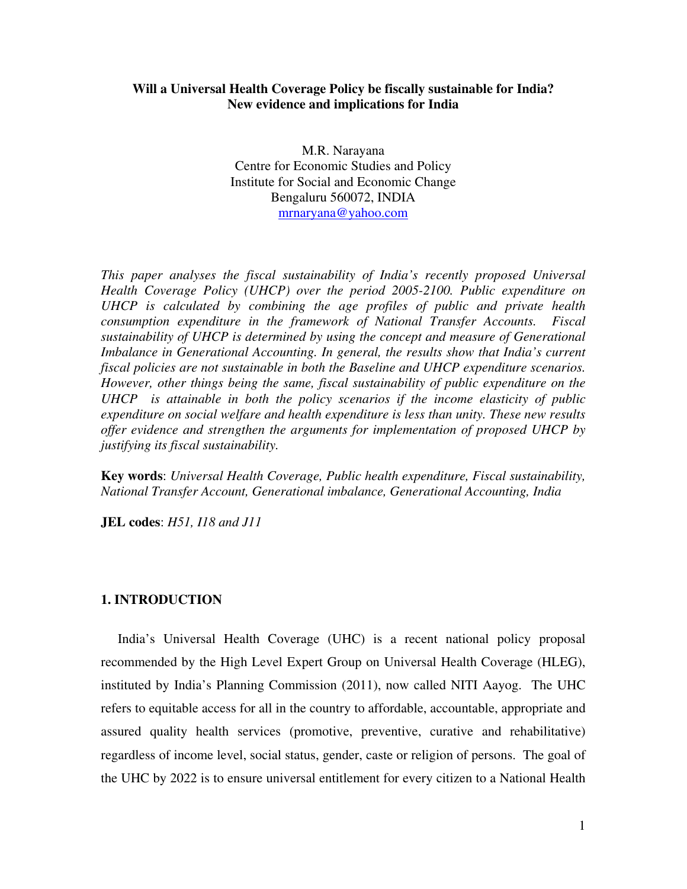**Will a Universal Health Coverage Policy be fiscally sustainable for India? New evidence and implications for India**

M.R. Narayana
Centre for Economic Studies and Policy
Institute for Social and Economic Change
Bengaluru 560072, INDIA
mrnaryana@yahoo.com

*This paper analyses the fiscal sustainability of India's recently proposed Universal Health Coverage Policy (UHCP) over the period 2005-2100. Public expenditure on UHCP is calculated by combining the age profiles of public and private health consumption expenditure in the framework of National Transfer Accounts. Fiscal sustainability of UHCP is determined by using the concept and measure of Generational Imbalance in Generational Accounting. In general, the results show that India's current fiscal policies are not sustainable in both the Baseline and UHCP expenditure scenarios. However, other things being the same, fiscal sustainability of public expenditure on the UHCP is attainable in both the policy scenarios if the income elasticity of public expenditure on social welfare and health expenditure is less than unity. These new results offer evidence and strengthen the arguments for implementation of proposed UHCP by justifying its fiscal sustainability.*

**Key words**: *Universal Health Coverage, Public health expenditure, Fiscal sustainability, National Transfer Account, Generational imbalance, Generational Accounting, India*

**JEL codes**: *H51, I18 and J11*

## 1. INTRODUCTION

India's Universal Health Coverage (UHC) is a recent national policy proposal recommended by the High Level Expert Group on Universal Health Coverage (HLEG), instituted by India's Planning Commission (2011), now called NITI Aayog. The UHC refers to equitable access for all in the country to affordable, accountable, appropriate and assured quality health services (promotive, preventive, curative and rehabilitative) regardless of income level, social status, gender, caste or religion of persons. The goal of the UHC by 2022 is to ensure universal entitlement for every citizen to a National Health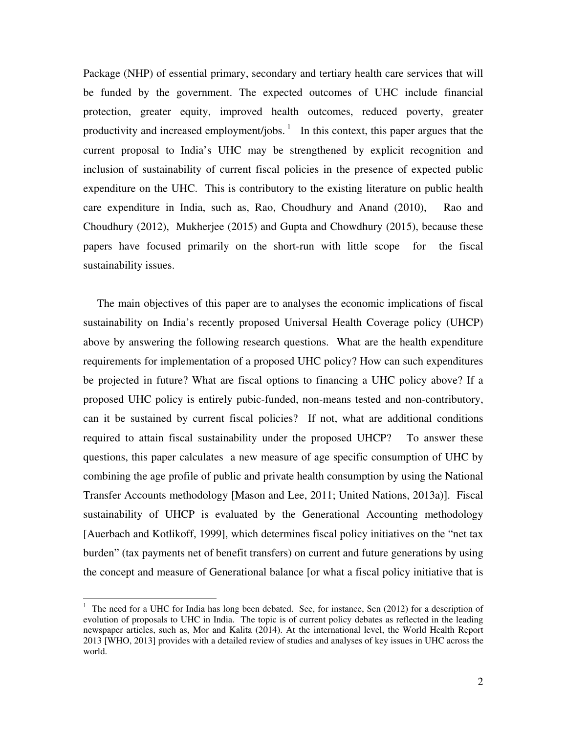Package (NHP) of essential primary, secondary and tertiary health care services that will be funded by the government. The expected outcomes of UHC include financial protection, greater equity, improved health outcomes, reduced poverty, greater productivity and increased employment/jobs. [1] In this context, this paper argues that the current proposal to India's UHC may be strengthened by explicit recognition and inclusion of sustainability of current fiscal policies in the presence of expected public expenditure on the UHC. This is contributory to the existing literature on public health care expenditure in India, such as, Rao, Choudhury and Anand (2010), Rao and Choudhury (2012), Mukherjee (2015) and Gupta and Chowdhury (2015), because these papers have focused primarily on the short-run with little scope for the fiscal sustainability issues.

The main objectives of this paper are to analyses the economic implications of fiscal sustainability on India's recently proposed Universal Health Coverage policy (UHCP) above by answering the following research questions. What are the health expenditure requirements for implementation of a proposed UHC policy? How can such expenditures be projected in future? What are fiscal options to financing a UHC policy above? If a proposed UHC policy is entirely pubic-funded, non-means tested and non-contributory, can it be sustained by current fiscal policies? If not, what are additional conditions required to attain fiscal sustainability under the proposed UHCP? To answer these questions, this paper calculates a new measure of age specific consumption of UHC by combining the age profile of public and private health consumption by using the National Transfer Accounts methodology [Mason and Lee, 2011; United Nations, 2013a)]. Fiscal sustainability of UHCP is evaluated by the Generational Accounting methodology [Auerbach and Kotlikoff, 1999], which determines fiscal policy initiatives on the "net tax burden" (tax payments net of benefit transfers) on current and future generations by using the concept and measure of Generational balance [or what a fiscal policy initiative that is

[1] The need for a UHC for India has long been debated. See, for instance, Sen (2012) for a description of evolution of proposals to UHC in India. The topic is of current policy debates as reflected in the leading newspaper articles, such as, Mor and Kalita (2014). At the international level, the World Health Report 2013 [WHO, 2013] provides with a detailed review of studies and analyses of key issues in UHC across the world.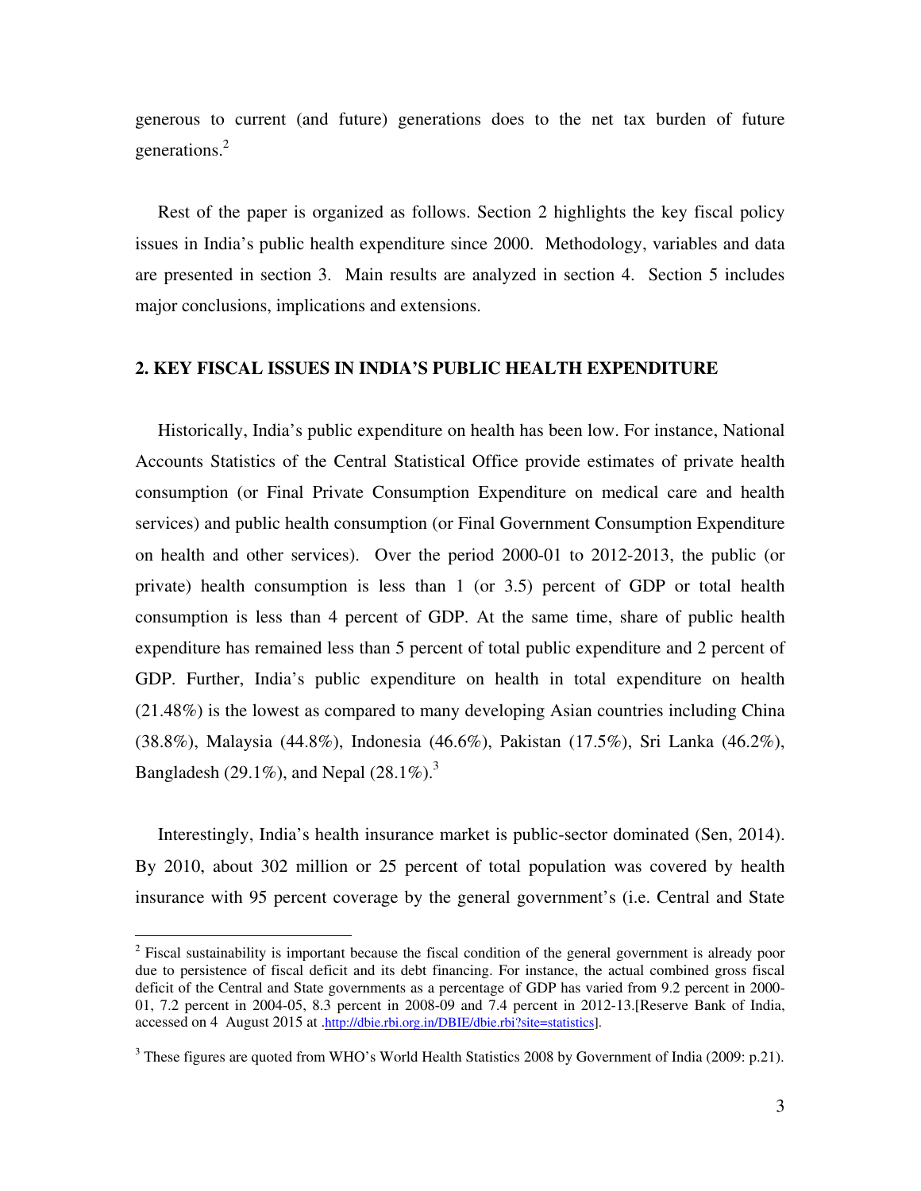generous to current (and future) generations does to the net tax burden of future generations.[2]

Rest of the paper is organized as follows. Section 2 highlights the key fiscal policy issues in India's public health expenditure since 2000. Methodology, variables and data are presented in section 3. Main results are analyzed in section 4. Section 5 includes major conclusions, implications and extensions.

## 2. KEY FISCAL ISSUES IN INDIA'S PUBLIC HEALTH EXPENDITURE

Historically, India's public expenditure on health has been low. For instance, National Accounts Statistics of the Central Statistical Office provide estimates of private health consumption (or Final Private Consumption Expenditure on medical care and health services) and public health consumption (or Final Government Consumption Expenditure on health and other services). Over the period 2000-01 to 2012-2013, the public (or private) health consumption is less than 1 (or 3.5) percent of GDP or total health consumption is less than 4 percent of GDP. At the same time, share of public health expenditure has remained less than 5 percent of total public expenditure and 2 percent of GDP. Further, India's public expenditure on health in total expenditure on health (21.48%) is the lowest as compared to many developing Asian countries including China (38.8%), Malaysia (44.8%), Indonesia (46.6%), Pakistan (17.5%), Sri Lanka (46.2%), Bangladesh (29.1%), and Nepal (28.1%).[3]

Interestingly, India's health insurance market is public-sector dominated (Sen, 2014). By 2010, about 302 million or 25 percent of total population was covered by health insurance with 95 percent coverage by the general government's (i.e. Central and State

---

[2] Fiscal sustainability is important because the fiscal condition of the general government is already poor due to persistence of fiscal deficit and its debt financing. For instance, the actual combined gross fiscal deficit of the Central and State governments as a percentage of GDP has varied from 9.2 percent in 2000-01, 7.2 percent in 2004-05, 8.3 percent in 2008-09 and 7.4 percent in 2012-13.[Reserve Bank of India, accessed on 4 August 2015 at .http://dbie.rbi.org.in/DBIE/dbie.rbi?site=statistics].

[3] These figures are quoted from WHO's World Health Statistics 2008 by Government of India (2009: p.21).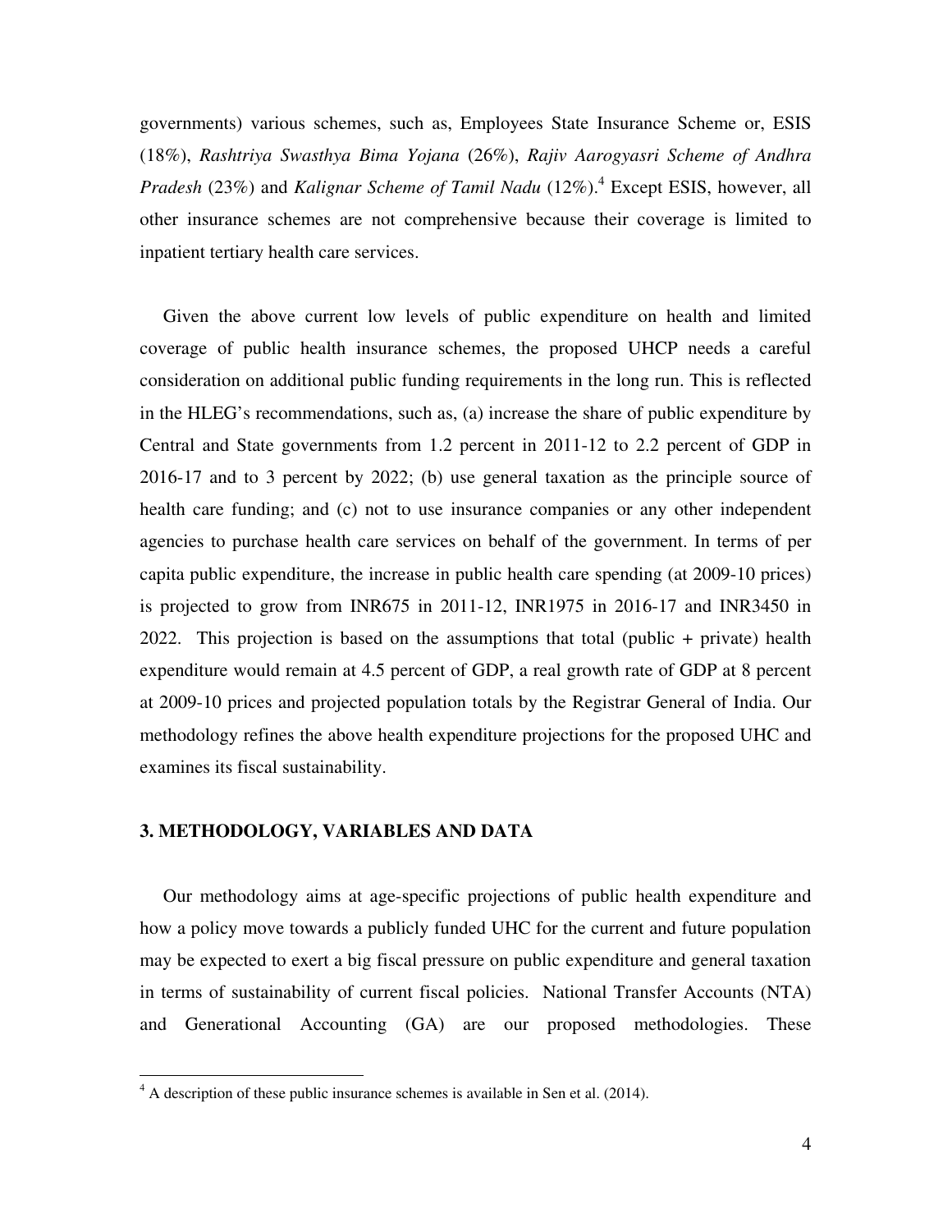governments) various schemes, such as, Employees State Insurance Scheme or, ESIS (18%), *Rashtriya Swasthya Bima Yojana* (26%), *Rajiv Aarogyasri Scheme of Andhra Pradesh* (23%) and *Kalignar Scheme of Tamil Nadu* (12%).[4] Except ESIS, however, all other insurance schemes are not comprehensive because their coverage is limited to inpatient tertiary health care services.

Given the above current low levels of public expenditure on health and limited coverage of public health insurance schemes, the proposed UHCP needs a careful consideration on additional public funding requirements in the long run. This is reflected in the HLEG's recommendations, such as, (a) increase the share of public expenditure by Central and State governments from 1.2 percent in 2011-12 to 2.2 percent of GDP in 2016-17 and to 3 percent by 2022; (b) use general taxation as the principle source of health care funding; and (c) not to use insurance companies or any other independent agencies to purchase health care services on behalf of the government. In terms of per capita public expenditure, the increase in public health care spending (at 2009-10 prices) is projected to grow from INR675 in 2011-12, INR1975 in 2016-17 and INR3450 in 2022. This projection is based on the assumptions that total (public + private) health expenditure would remain at 4.5 percent of GDP, a real growth rate of GDP at 8 percent at 2009-10 prices and projected population totals by the Registrar General of India. Our methodology refines the above health expenditure projections for the proposed UHC and examines its fiscal sustainability.

## 3. METHODOLOGY, VARIABLES AND DATA

Our methodology aims at age-specific projections of public health expenditure and how a policy move towards a publicly funded UHC for the current and future population may be expected to exert a big fiscal pressure on public expenditure and general taxation in terms of sustainability of current fiscal policies. National Transfer Accounts (NTA) and Generational Accounting (GA) are our proposed methodologies. These

[4] A description of these public insurance schemes is available in Sen et al. (2014).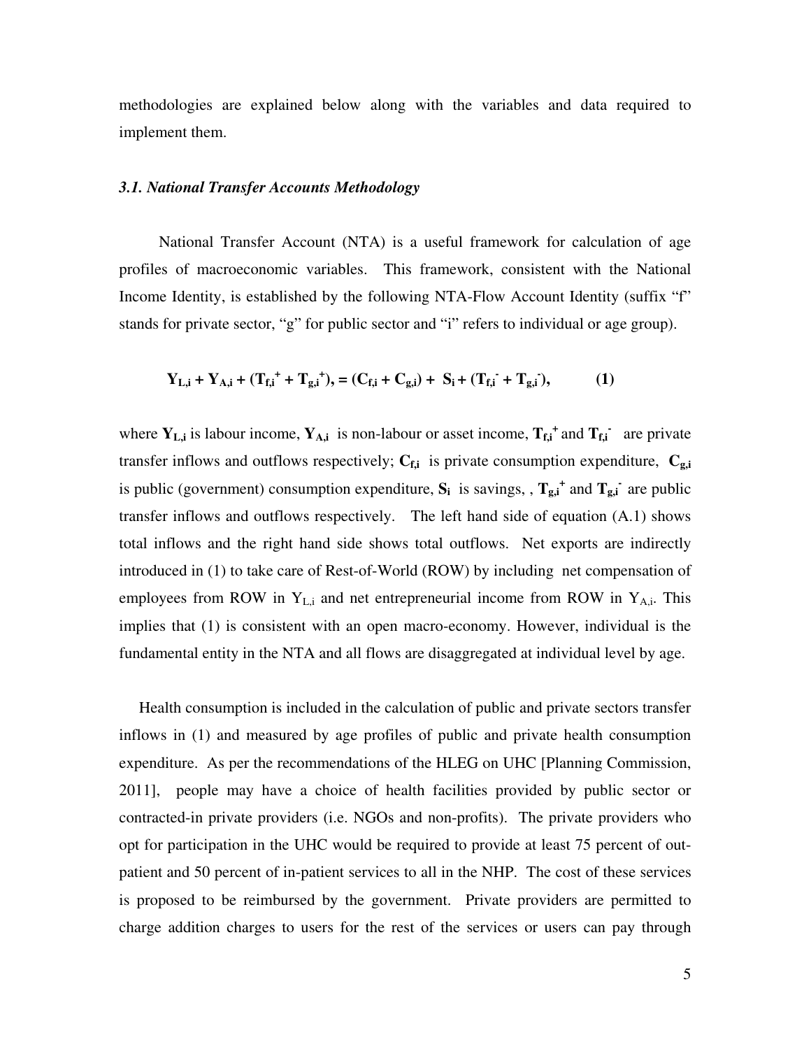methodologies are explained below along with the variables and data required to implement them.

### *3.1. National Transfer Accounts Methodology*

National Transfer Account (NTA) is a useful framework for calculation of age profiles of macroeconomic variables. This framework, consistent with the National Income Identity, is established by the following NTA-Flow Account Identity (suffix "f" stands for private sector, "g" for public sector and "i" refers to individual or age group).

$$\mathbf{Y_{L,i} + Y_{A,i} + (T_{f,i}^{+} + T_{g,i}^{+}), = (C_{f,i} + C_{g,i}) + S_i + (T_{f,i}^{-} + T_{g,i}^{-}),} \qquad \textbf{(1)}$$

where $\mathbf{Y_{L,i}}$ is labour income, $\mathbf{Y_{A,i}}$ is non-labour or asset income, $\mathbf{T_{f,i}^{+}}$ and $\mathbf{T_{f,i}^{-}}$ are private transfer inflows and outflows respectively; $\mathbf{C_{f,i}}$ is private consumption expenditure, $\mathbf{C_{g,i}}$ is public (government) consumption expenditure, $\mathbf{S_i}$ is savings, , $\mathbf{T_{g,i}^{+}}$ and $\mathbf{T_{g,i}^{-}}$ are public transfer inflows and outflows respectively. The left hand side of equation (A.1) shows total inflows and the right hand side shows total outflows. Net exports are indirectly introduced in (1) to take care of Rest-of-World (ROW) by including net compensation of employees from ROW in $Y_{L,i}$ and net entrepreneurial income from ROW in $Y_{A,i}$. This implies that (1) is consistent with an open macro-economy. However, individual is the fundamental entity in the NTA and all flows are disaggregated at individual level by age.

Health consumption is included in the calculation of public and private sectors transfer inflows in (1) and measured by age profiles of public and private health consumption expenditure. As per the recommendations of the HLEG on UHC [Planning Commission, 2011], people may have a choice of health facilities provided by public sector or contracted-in private providers (i.e. NGOs and non-profits). The private providers who opt for participation in the UHC would be required to provide at least 75 percent of out-patient and 50 percent of in-patient services to all in the NHP. The cost of these services is proposed to be reimbursed by the government. Private providers are permitted to charge addition charges to users for the rest of the services or users can pay through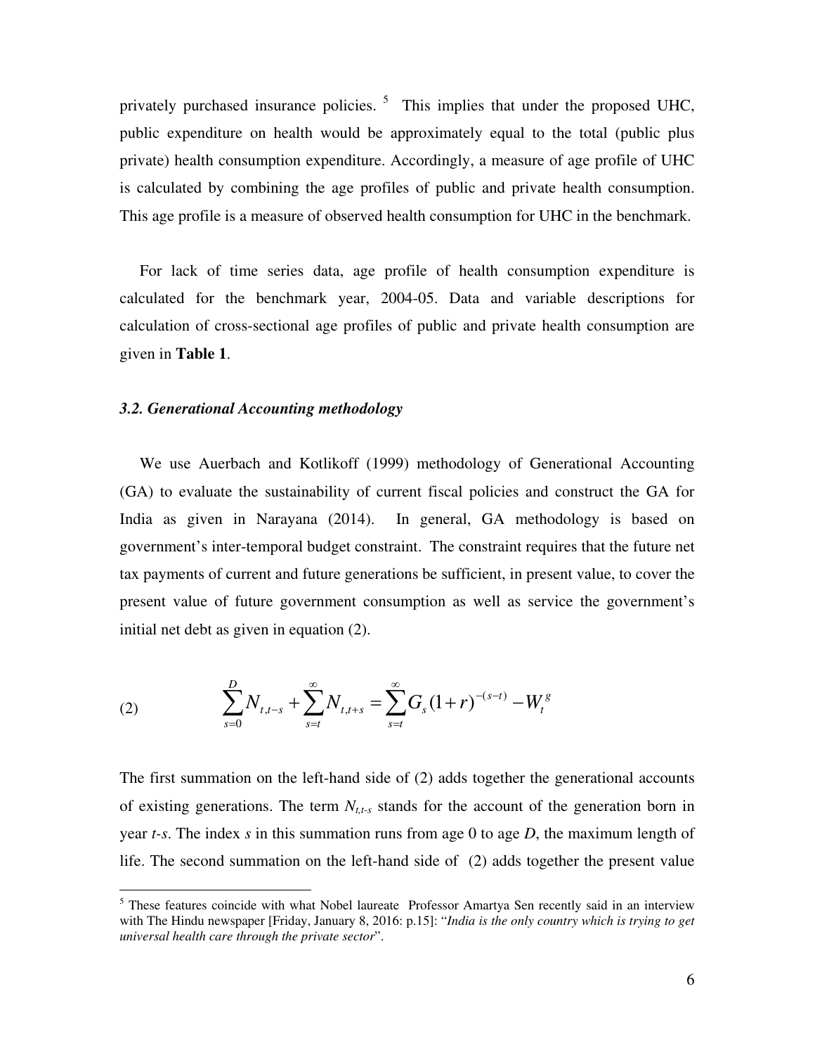privately purchased insurance policies. [5] This implies that under the proposed UHC, public expenditure on health would be approximately equal to the total (public plus private) health consumption expenditure. Accordingly, a measure of age profile of UHC is calculated by combining the age profiles of public and private health consumption. This age profile is a measure of observed health consumption for UHC in the benchmark.

For lack of time series data, age profile of health consumption expenditure is calculated for the benchmark year, 2004-05. Data and variable descriptions for calculation of cross-sectional age profiles of public and private health consumption are given in **Table 1**.

### *3.2. Generational Accounting methodology*

We use Auerbach and Kotlikoff (1999) methodology of Generational Accounting (GA) to evaluate the sustainability of current fiscal policies and construct the GA for India as given in Narayana (2014). In general, GA methodology is based on government's inter-temporal budget constraint. The constraint requires that the future net tax payments of current and future generations be sufficient, in present value, to cover the present value of future government consumption as well as service the government's initial net debt as given in equation (2).

$$
\sum_{s=0}^{D} N_{t,t-s} + \sum_{s=t}^{\infty} N_{t,t+s} = \sum_{s=t}^{\infty} G_s (1+r)^{-(s-t)} - W_t^g \qquad (2)
$$

The first summation on the left-hand side of (2) adds together the generational accounts of existing generations. The term $N_{t,t-s}$ stands for the account of the generation born in year *t-s*. The index *s* in this summation runs from age 0 to age *D*, the maximum length of life. The second summation on the left-hand side of (2) adds together the present value

[5] These features coincide with what Nobel laureate Professor Amartya Sen recently said in an interview with The Hindu newspaper [Friday, January 8, 2016: p.15]: "*India is the only country which is trying to get universal health care through the private sector*".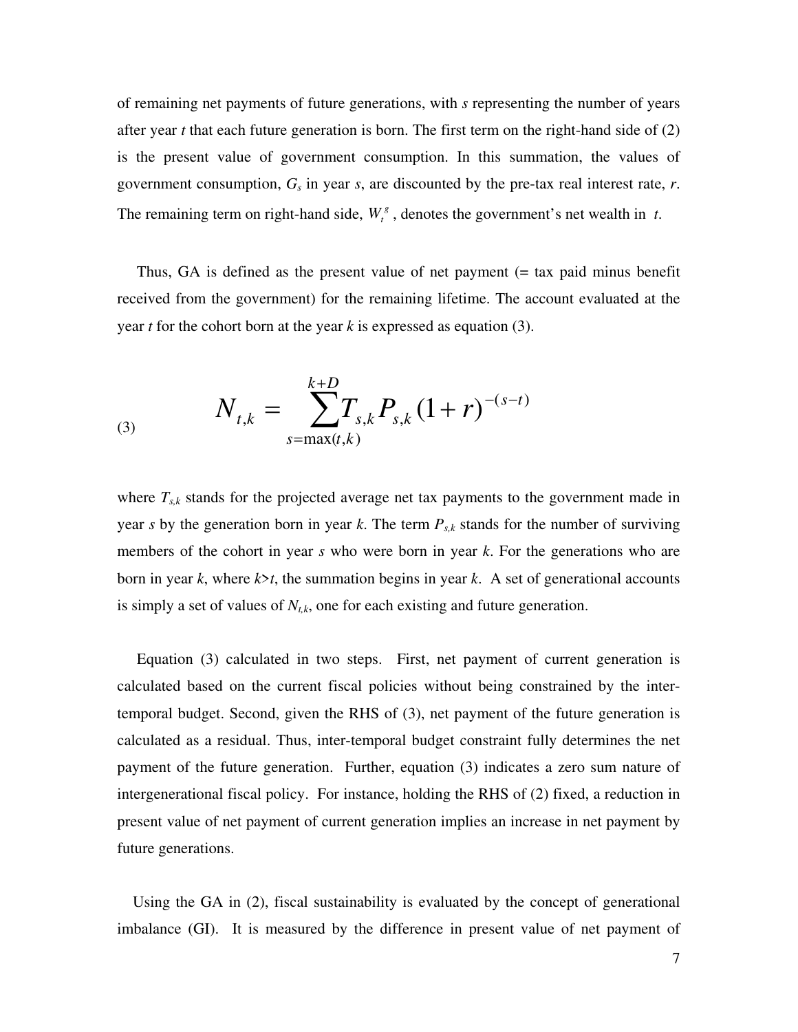of remaining net payments of future generations, with $s$ representing the number of years after year $t$ that each future generation is born. The first term on the right-hand side of (2) is the present value of government consumption. In this summation, the values of government consumption, $G_s$ in year $s$, are discounted by the pre-tax real interest rate, $r$. The remaining term on right-hand side, $W_t^g$ , denotes the government's net wealth in $t$.

Thus, GA is defined as the present value of net payment (= tax paid minus benefit received from the government) for the remaining lifetime. The account evaluated at the year $t$ for the cohort born at the year $k$ is expressed as equation (3).

$$N_{t,k} = \sum_{s=\max(t,k)}^{k+D} T_{s,k} P_{s,k} (1+r)^{-(s-t)} \tag{3}$$

where $T_{s,k}$ stands for the projected average net tax payments to the government made in year $s$ by the generation born in year $k$. The term $P_{s,k}$ stands for the number of surviving members of the cohort in year $s$ who were born in year $k$. For the generations who are born in year $k$, where $k>t$, the summation begins in year $k$. A set of generational accounts is simply a set of values of $N_{t,k}$, one for each existing and future generation.

Equation (3) calculated in two steps. First, net payment of current generation is calculated based on the current fiscal policies without being constrained by the inter-temporal budget. Second, given the RHS of (3), net payment of the future generation is calculated as a residual. Thus, inter-temporal budget constraint fully determines the net payment of the future generation. Further, equation (3) indicates a zero sum nature of intergenerational fiscal policy. For instance, holding the RHS of (2) fixed, a reduction in present value of net payment of current generation implies an increase in net payment by future generations.

Using the GA in (2), fiscal sustainability is evaluated by the concept of generational imbalance (GI). It is measured by the difference in present value of net payment of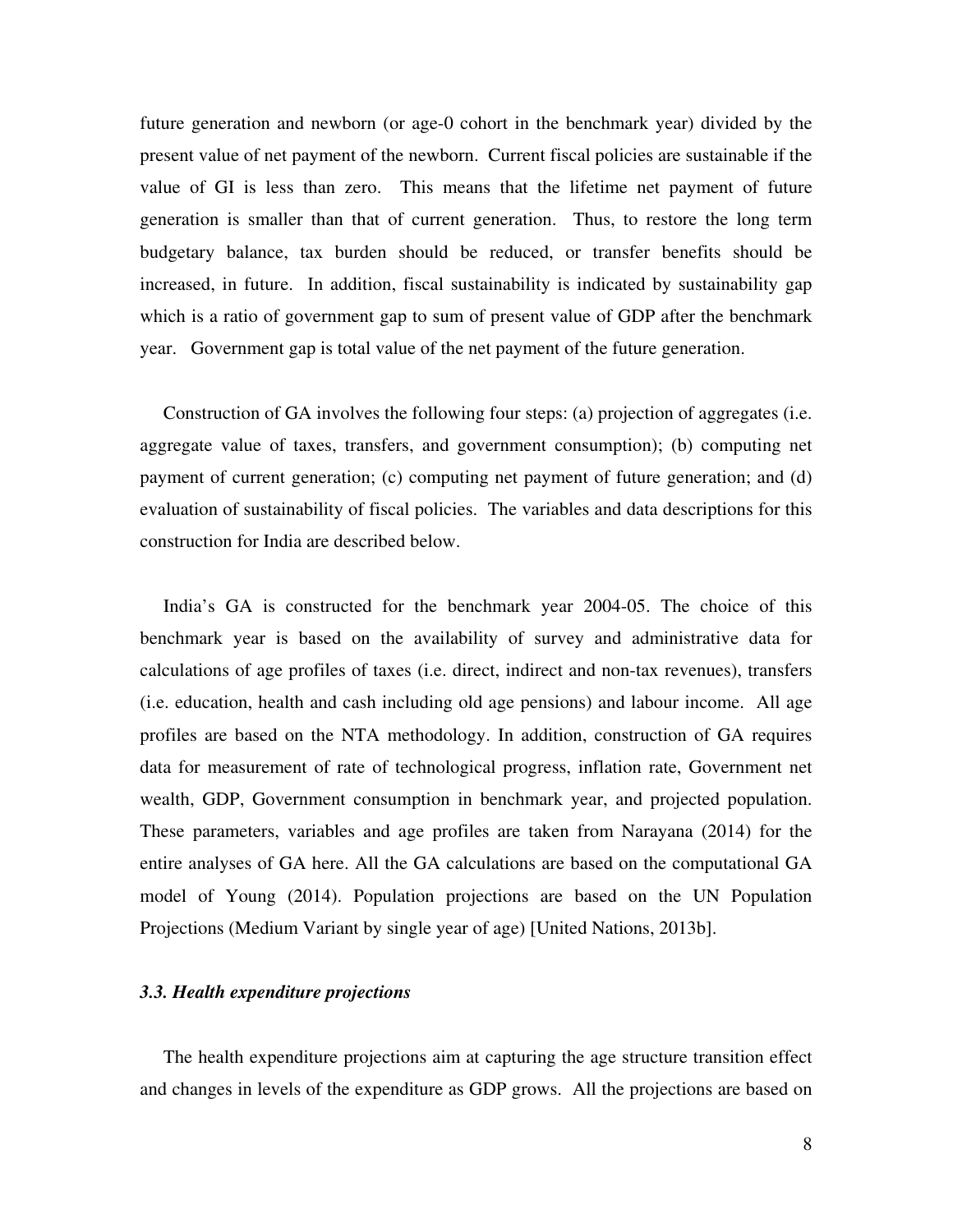future generation and newborn (or age-0 cohort in the benchmark year) divided by the present value of net payment of the newborn. Current fiscal policies are sustainable if the value of GI is less than zero. This means that the lifetime net payment of future generation is smaller than that of current generation. Thus, to restore the long term budgetary balance, tax burden should be reduced, or transfer benefits should be increased, in future. In addition, fiscal sustainability is indicated by sustainability gap which is a ratio of government gap to sum of present value of GDP after the benchmark year. Government gap is total value of the net payment of the future generation.

Construction of GA involves the following four steps: (a) projection of aggregates (i.e. aggregate value of taxes, transfers, and government consumption); (b) computing net payment of current generation; (c) computing net payment of future generation; and (d) evaluation of sustainability of fiscal policies. The variables and data descriptions for this construction for India are described below.

India's GA is constructed for the benchmark year 2004-05. The choice of this benchmark year is based on the availability of survey and administrative data for calculations of age profiles of taxes (i.e. direct, indirect and non-tax revenues), transfers (i.e. education, health and cash including old age pensions) and labour income. All age profiles are based on the NTA methodology. In addition, construction of GA requires data for measurement of rate of technological progress, inflation rate, Government net wealth, GDP, Government consumption in benchmark year, and projected population. These parameters, variables and age profiles are taken from Narayana (2014) for the entire analyses of GA here. All the GA calculations are based on the computational GA model of Young (2014). Population projections are based on the UN Population Projections (Medium Variant by single year of age) [United Nations, 2013b].

### *3.3. Health expenditure projections*

The health expenditure projections aim at capturing the age structure transition effect and changes in levels of the expenditure as GDP grows. All the projections are based on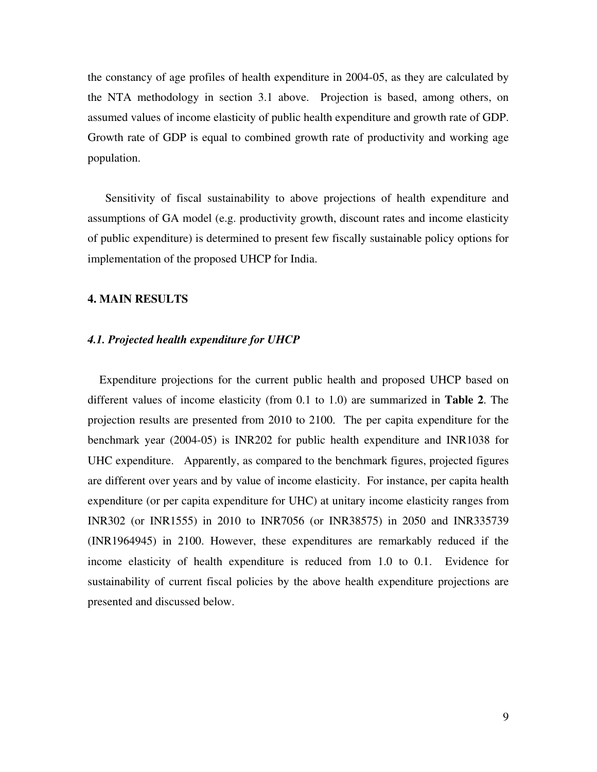the constancy of age profiles of health expenditure in 2004-05, as they are calculated by the NTA methodology in section 3.1 above. Projection is based, among others, on assumed values of income elasticity of public health expenditure and growth rate of GDP. Growth rate of GDP is equal to combined growth rate of productivity and working age population.

Sensitivity of fiscal sustainability to above projections of health expenditure and assumptions of GA model (e.g. productivity growth, discount rates and income elasticity of public expenditure) is determined to present few fiscally sustainable policy options for implementation of the proposed UHCP for India.

## 4. MAIN RESULTS

### *4.1. Projected health expenditure for UHCP*

Expenditure projections for the current public health and proposed UHCP based on different values of income elasticity (from 0.1 to 1.0) are summarized in **Table 2**. The projection results are presented from 2010 to 2100. The per capita expenditure for the benchmark year (2004-05) is INR202 for public health expenditure and INR1038 for UHC expenditure. Apparently, as compared to the benchmark figures, projected figures are different over years and by value of income elasticity. For instance, per capita health expenditure (or per capita expenditure for UHC) at unitary income elasticity ranges from INR302 (or INR1555) in 2010 to INR7056 (or INR38575) in 2050 and INR335739 (INR1964945) in 2100. However, these expenditures are remarkably reduced if the income elasticity of health expenditure is reduced from 1.0 to 0.1. Evidence for sustainability of current fiscal policies by the above health expenditure projections are presented and discussed below.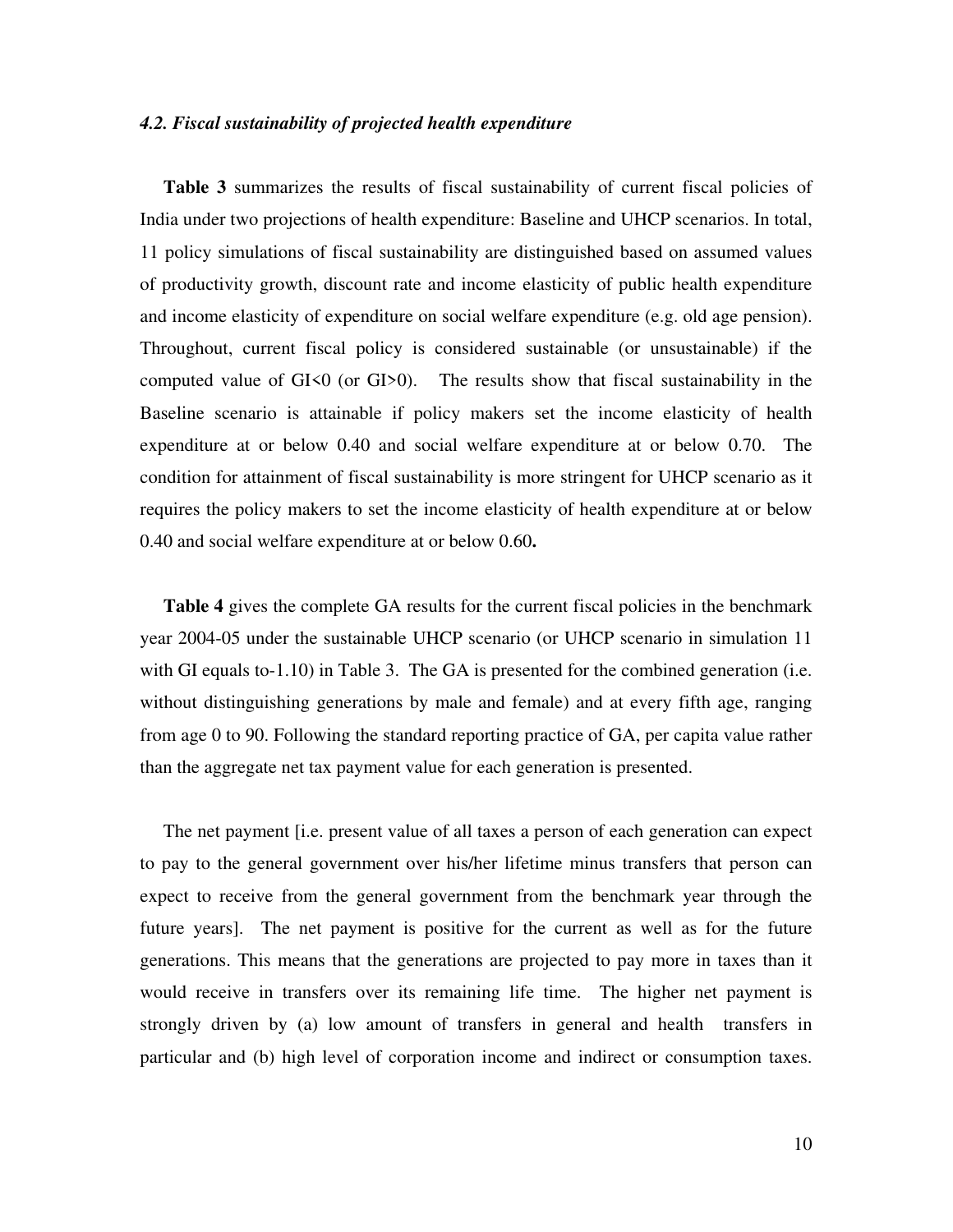*4.2. Fiscal sustainability of projected health expenditure*

**Table 3** summarizes the results of fiscal sustainability of current fiscal policies of India under two projections of health expenditure: Baseline and UHCP scenarios. In total, 11 policy simulations of fiscal sustainability are distinguished based on assumed values of productivity growth, discount rate and income elasticity of public health expenditure and income elasticity of expenditure on social welfare expenditure (e.g. old age pension). Throughout, current fiscal policy is considered sustainable (or unsustainable) if the computed value of GI<0 (or GI>0). The results show that fiscal sustainability in the Baseline scenario is attainable if policy makers set the income elasticity of health expenditure at or below 0.40 and social welfare expenditure at or below 0.70. The condition for attainment of fiscal sustainability is more stringent for UHCP scenario as it requires the policy makers to set the income elasticity of health expenditure at or below 0.40 and social welfare expenditure at or below 0.60**.**

**Table 4** gives the complete GA results for the current fiscal policies in the benchmark year 2004-05 under the sustainable UHCP scenario (or UHCP scenario in simulation 11 with GI equals to-1.10) in Table 3. The GA is presented for the combined generation (i.e. without distinguishing generations by male and female) and at every fifth age, ranging from age 0 to 90. Following the standard reporting practice of GA, per capita value rather than the aggregate net tax payment value for each generation is presented.

The net payment [i.e. present value of all taxes a person of each generation can expect to pay to the general government over his/her lifetime minus transfers that person can expect to receive from the general government from the benchmark year through the future years]. The net payment is positive for the current as well as for the future generations. This means that the generations are projected to pay more in taxes than it would receive in transfers over its remaining life time. The higher net payment is strongly driven by (a) low amount of transfers in general and health transfers in particular and (b) high level of corporation income and indirect or consumption taxes.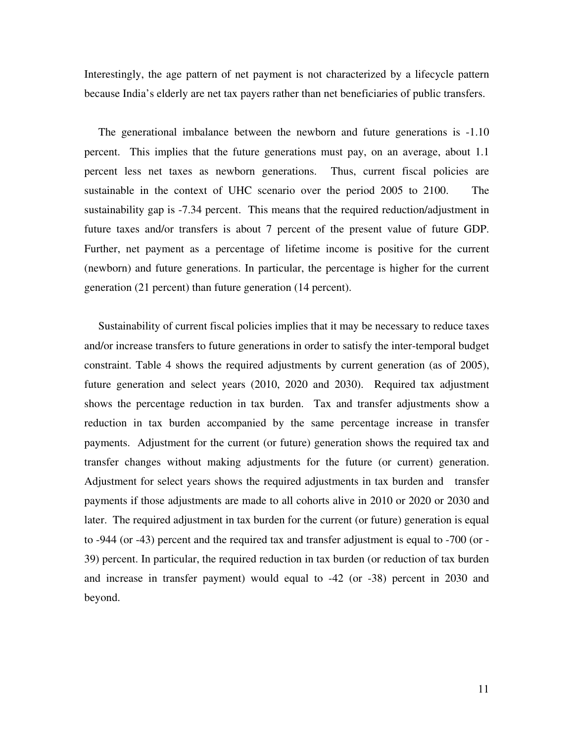Interestingly, the age pattern of net payment is not characterized by a lifecycle pattern because India's elderly are net tax payers rather than net beneficiaries of public transfers.

The generational imbalance between the newborn and future generations is -1.10 percent. This implies that the future generations must pay, on an average, about 1.1 percent less net taxes as newborn generations. Thus, current fiscal policies are sustainable in the context of UHC scenario over the period 2005 to 2100. The sustainability gap is -7.34 percent. This means that the required reduction/adjustment in future taxes and/or transfers is about 7 percent of the present value of future GDP. Further, net payment as a percentage of lifetime income is positive for the current (newborn) and future generations. In particular, the percentage is higher for the current generation (21 percent) than future generation (14 percent).

Sustainability of current fiscal policies implies that it may be necessary to reduce taxes and/or increase transfers to future generations in order to satisfy the inter-temporal budget constraint. Table 4 shows the required adjustments by current generation (as of 2005), future generation and select years (2010, 2020 and 2030). Required tax adjustment shows the percentage reduction in tax burden. Tax and transfer adjustments show a reduction in tax burden accompanied by the same percentage increase in transfer payments. Adjustment for the current (or future) generation shows the required tax and transfer changes without making adjustments for the future (or current) generation. Adjustment for select years shows the required adjustments in tax burden and transfer payments if those adjustments are made to all cohorts alive in 2010 or 2020 or 2030 and later. The required adjustment in tax burden for the current (or future) generation is equal to -944 (or -43) percent and the required tax and transfer adjustment is equal to -700 (or -39) percent. In particular, the required reduction in tax burden (or reduction of tax burden and increase in transfer payment) would equal to -42 (or -38) percent in 2030 and beyond.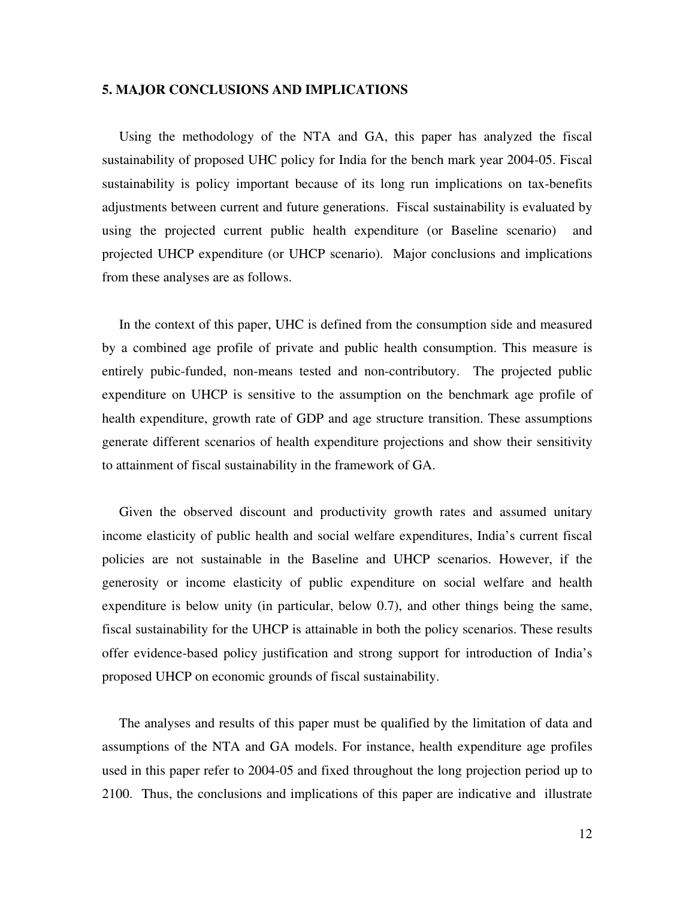## 5. MAJOR CONCLUSIONS AND IMPLICATIONS

Using the methodology of the NTA and GA, this paper has analyzed the fiscal sustainability of proposed UHC policy for India for the bench mark year 2004-05. Fiscal sustainability is policy important because of its long run implications on tax-benefits adjustments between current and future generations. Fiscal sustainability is evaluated by using the projected current public health expenditure (or Baseline scenario) and projected UHCP expenditure (or UHCP scenario). Major conclusions and implications from these analyses are as follows.

In the context of this paper, UHC is defined from the consumption side and measured by a combined age profile of private and public health consumption. This measure is entirely pubic-funded, non-means tested and non-contributory. The projected public expenditure on UHCP is sensitive to the assumption on the benchmark age profile of health expenditure, growth rate of GDP and age structure transition. These assumptions generate different scenarios of health expenditure projections and show their sensitivity to attainment of fiscal sustainability in the framework of GA.

Given the observed discount and productivity growth rates and assumed unitary income elasticity of public health and social welfare expenditures, India's current fiscal policies are not sustainable in the Baseline and UHCP scenarios. However, if the generosity or income elasticity of public expenditure on social welfare and health expenditure is below unity (in particular, below 0.7), and other things being the same, fiscal sustainability for the UHCP is attainable in both the policy scenarios. These results offer evidence-based policy justification and strong support for introduction of India's proposed UHCP on economic grounds of fiscal sustainability.

The analyses and results of this paper must be qualified by the limitation of data and assumptions of the NTA and GA models. For instance, health expenditure age profiles used in this paper refer to 2004-05 and fixed throughout the long projection period up to 2100. Thus, the conclusions and implications of this paper are indicative and illustrate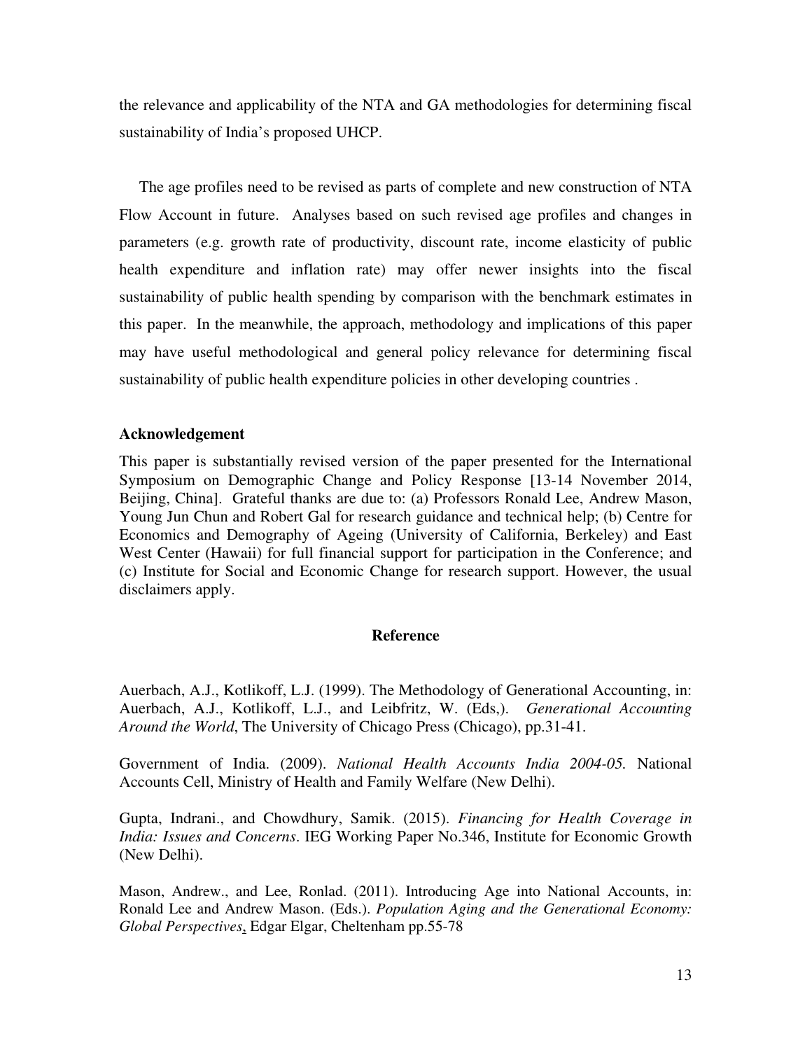the relevance and applicability of the NTA and GA methodologies for determining fiscal sustainability of India's proposed UHCP.

The age profiles need to be revised as parts of complete and new construction of NTA Flow Account in future. Analyses based on such revised age profiles and changes in parameters (e.g. growth rate of productivity, discount rate, income elasticity of public health expenditure and inflation rate) may offer newer insights into the fiscal sustainability of public health spending by comparison with the benchmark estimates in this paper. In the meanwhile, the approach, methodology and implications of this paper may have useful methodological and general policy relevance for determining fiscal sustainability of public health expenditure policies in other developing countries .

**Acknowledgement**

This paper is substantially revised version of the paper presented for the International Symposium on Demographic Change and Policy Response [13-14 November 2014, Beijing, China]. Grateful thanks are due to: (a) Professors Ronald Lee, Andrew Mason, Young Jun Chun and Robert Gal for research guidance and technical help; (b) Centre for Economics and Demography of Ageing (University of California, Berkeley) and East West Center (Hawaii) for full financial support for participation in the Conference; and (c) Institute for Social and Economic Change for research support. However, the usual disclaimers apply.

## Reference

Auerbach, A.J., Kotlikoff, L.J. (1999). The Methodology of Generational Accounting, in: Auerbach, A.J., Kotlikoff, L.J., and Leibfritz, W. (Eds,). *Generational Accounting Around the World*, The University of Chicago Press (Chicago), pp.31-41.

Government of India. (2009). *National Health Accounts India 2004-05.* National Accounts Cell, Ministry of Health and Family Welfare (New Delhi).

Gupta, Indrani., and Chowdhury, Samik. (2015). *Financing for Health Coverage in India: Issues and Concerns*. IEG Working Paper No.346, Institute for Economic Growth (New Delhi).

Mason, Andrew., and Lee, Ronlad. (2011). Introducing Age into National Accounts, in: Ronald Lee and Andrew Mason. (Eds.). *Population Aging and the Generational Economy: Global Perspectives*, Edgar Elgar, Cheltenham pp.55-78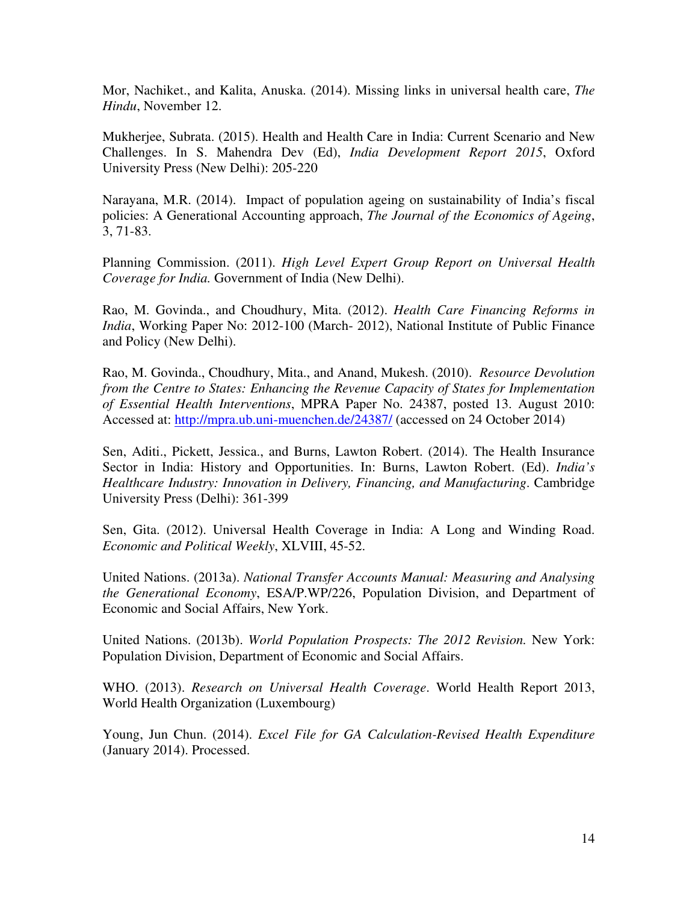Mor, Nachiket., and Kalita, Anuska. (2014). Missing links in universal health care, *The Hindu*, November 12.

Mukherjee, Subrata. (2015). Health and Health Care in India: Current Scenario and New Challenges. In S. Mahendra Dev (Ed), *India Development Report 2015*, Oxford University Press (New Delhi): 205-220

Narayana, M.R. (2014). Impact of population ageing on sustainability of India's fiscal policies: A Generational Accounting approach, *The Journal of the Economics of Ageing*, 3, 71-83.

Planning Commission. (2011). *High Level Expert Group Report on Universal Health Coverage for India.* Government of India (New Delhi).

Rao, M. Govinda., and Choudhury, Mita. (2012). *Health Care Financing Reforms in India*, Working Paper No: 2012-100 (March- 2012), National Institute of Public Finance and Policy (New Delhi).

Rao, M. Govinda., Choudhury, Mita., and Anand, Mukesh. (2010). *Resource Devolution from the Centre to States: Enhancing the Revenue Capacity of States for Implementation of Essential Health Interventions*, MPRA Paper No. 24387, posted 13. August 2010: Accessed at: http://mpra.ub.uni-muenchen.de/24387/ (accessed on 24 October 2014)

Sen, Aditi., Pickett, Jessica., and Burns, Lawton Robert. (2014). The Health Insurance Sector in India: History and Opportunities. In: Burns, Lawton Robert. (Ed). *India's Healthcare Industry: Innovation in Delivery, Financing, and Manufacturing*. Cambridge University Press (Delhi): 361-399

Sen, Gita. (2012). Universal Health Coverage in India: A Long and Winding Road. *Economic and Political Weekly*, XLVIII, 45-52.

United Nations. (2013a). *National Transfer Accounts Manual: Measuring and Analysing the Generational Economy*, ESA/P.WP/226, Population Division, and Department of Economic and Social Affairs, New York.

United Nations. (2013b). *World Population Prospects: The 2012 Revision.* New York: Population Division, Department of Economic and Social Affairs.

WHO. (2013). *Research on Universal Health Coverage*. World Health Report 2013, World Health Organization (Luxembourg)

Young, Jun Chun. (2014). *Excel File for GA Calculation-Revised Health Expenditure* (January 2014). Processed.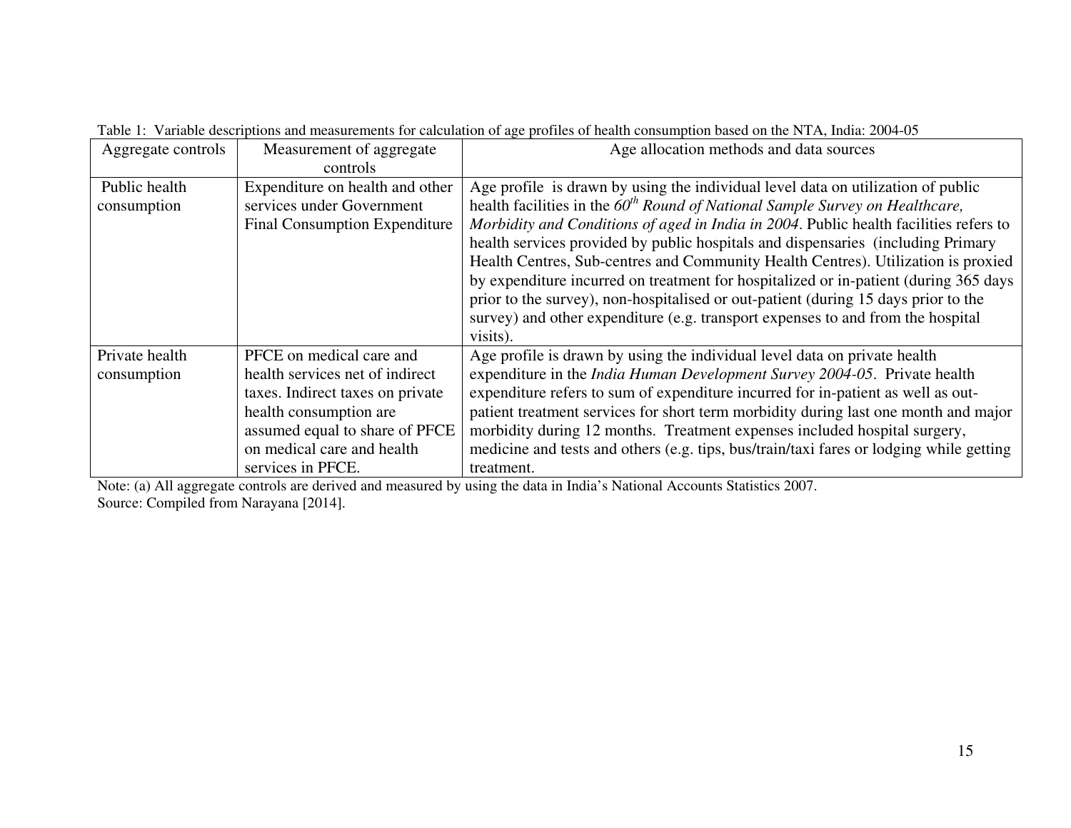Table 1: Variable descriptions and measurements for calculation of age profiles of health consumption based on the NTA, India: 2004-05

| Aggregate controls | Measurement of aggregate controls | Age allocation methods and data sources |
|---|---|---|
| Public health consumption | Expenditure on health and other services under Government Final Consumption Expenditure | Age profile is drawn by using the individual level data on utilization of public health facilities in the *60th Round of National Sample Survey on Healthcare, Morbidity and Conditions of aged in India in 2004*. Public health facilities refers to health services provided by public hospitals and dispensaries (including Primary Health Centres, Sub-centres and Community Health Centres). Utilization is proxied by expenditure incurred on treatment for hospitalized or in-patient (during 365 days prior to the survey), non-hospitalised or out-patient (during 15 days prior to the survey) and other expenditure (e.g. transport expenses to and from the hospital visits). |
| Private health consumption | PFCE on medical care and health services net of indirect taxes. Indirect taxes on private health consumption are assumed equal to share of PFCE on medical care and health services in PFCE. | Age profile is drawn by using the individual level data on private health expenditure in the *India Human Development Survey 2004-05*. Private health expenditure refers to sum of expenditure incurred for in-patient as well as out-patient treatment services for short term morbidity during last one month and major morbidity during 12 months. Treatment expenses included hospital surgery, medicine and tests and others (e.g. tips, bus/train/taxi fares or lodging while getting treatment. |

Note: (a) All aggregate controls are derived and measured by using the data in India's National Accounts Statistics 2007.

Source: Compiled from Narayana [2014].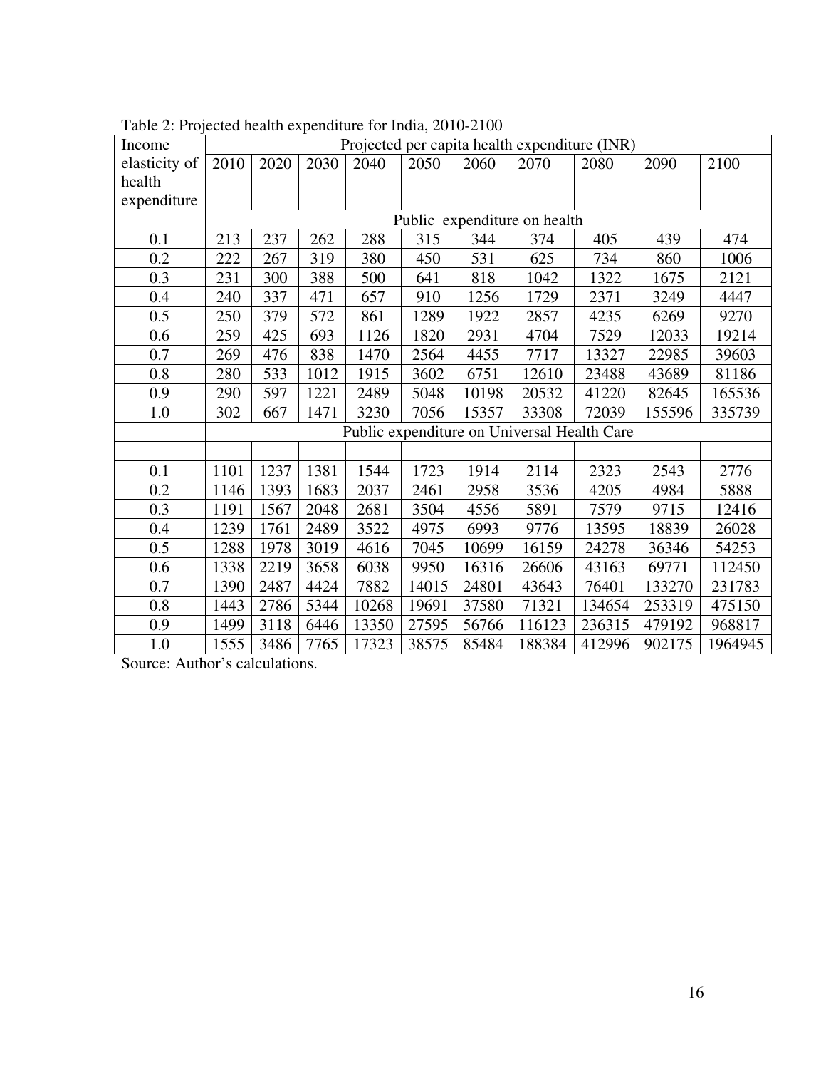Table 2: Projected health expenditure for India, 2010-2100

| Income elasticity of health expenditure | Projected per capita health expenditure (INR) | | | | | | | | | |
|---|---|---|---|---|---|---|---|---|---|---|
| | 2010 | 2020 | 2030 | 2040 | 2050 | 2060 | 2070 | 2080 | 2090 | 2100 |
| | Public expenditure on health | | | | | | | | | |
| 0.1 | 213 | 237 | 262 | 288 | 315 | 344 | 374 | 405 | 439 | 474 |
| 0.2 | 222 | 267 | 319 | 380 | 450 | 531 | 625 | 734 | 860 | 1006 |
| 0.3 | 231 | 300 | 388 | 500 | 641 | 818 | 1042 | 1322 | 1675 | 2121 |
| 0.4 | 240 | 337 | 471 | 657 | 910 | 1256 | 1729 | 2371 | 3249 | 4447 |
| 0.5 | 250 | 379 | 572 | 861 | 1289 | 1922 | 2857 | 4235 | 6269 | 9270 |
| 0.6 | 259 | 425 | 693 | 1126 | 1820 | 2931 | 4704 | 7529 | 12033 | 19214 |
| 0.7 | 269 | 476 | 838 | 1470 | 2564 | 4455 | 7717 | 13327 | 22985 | 39603 |
| 0.8 | 280 | 533 | 1012 | 1915 | 3602 | 6751 | 12610 | 23488 | 43689 | 81186 |
| 0.9 | 290 | 597 | 1221 | 2489 | 5048 | 10198 | 20532 | 41220 | 82645 | 165536 |
| 1.0 | 302 | 667 | 1471 | 3230 | 7056 | 15357 | 33308 | 72039 | 155596 | 335739 |
| | Public expenditure on Universal Health Care | | | | | | | | | |
| | | | | | | | | | | |
| 0.1 | 1101 | 1237 | 1381 | 1544 | 1723 | 1914 | 2114 | 2323 | 2543 | 2776 |
| 0.2 | 1146 | 1393 | 1683 | 2037 | 2461 | 2958 | 3536 | 4205 | 4984 | 5888 |
| 0.3 | 1191 | 1567 | 2048 | 2681 | 3504 | 4556 | 5891 | 7579 | 9715 | 12416 |
| 0.4 | 1239 | 1761 | 2489 | 3522 | 4975 | 6993 | 9776 | 13595 | 18839 | 26028 |
| 0.5 | 1288 | 1978 | 3019 | 4616 | 7045 | 10699 | 16159 | 24278 | 36346 | 54253 |
| 0.6 | 1338 | 2219 | 3658 | 6038 | 9950 | 16316 | 26606 | 43163 | 69771 | 112450 |
| 0.7 | 1390 | 2487 | 4424 | 7882 | 14015 | 24801 | 43643 | 76401 | 133270 | 231783 |
| 0.8 | 1443 | 2786 | 5344 | 10268 | 19691 | 37580 | 71321 | 134654 | 253319 | 475150 |
| 0.9 | 1499 | 3118 | 6446 | 13350 | 27595 | 56766 | 116123 | 236315 | 479192 | 968817 |
| 1.0 | 1555 | 3486 | 7765 | 17323 | 38575 | 85484 | 188384 | 412996 | 902175 | 1964945 |

Source: Author's calculations.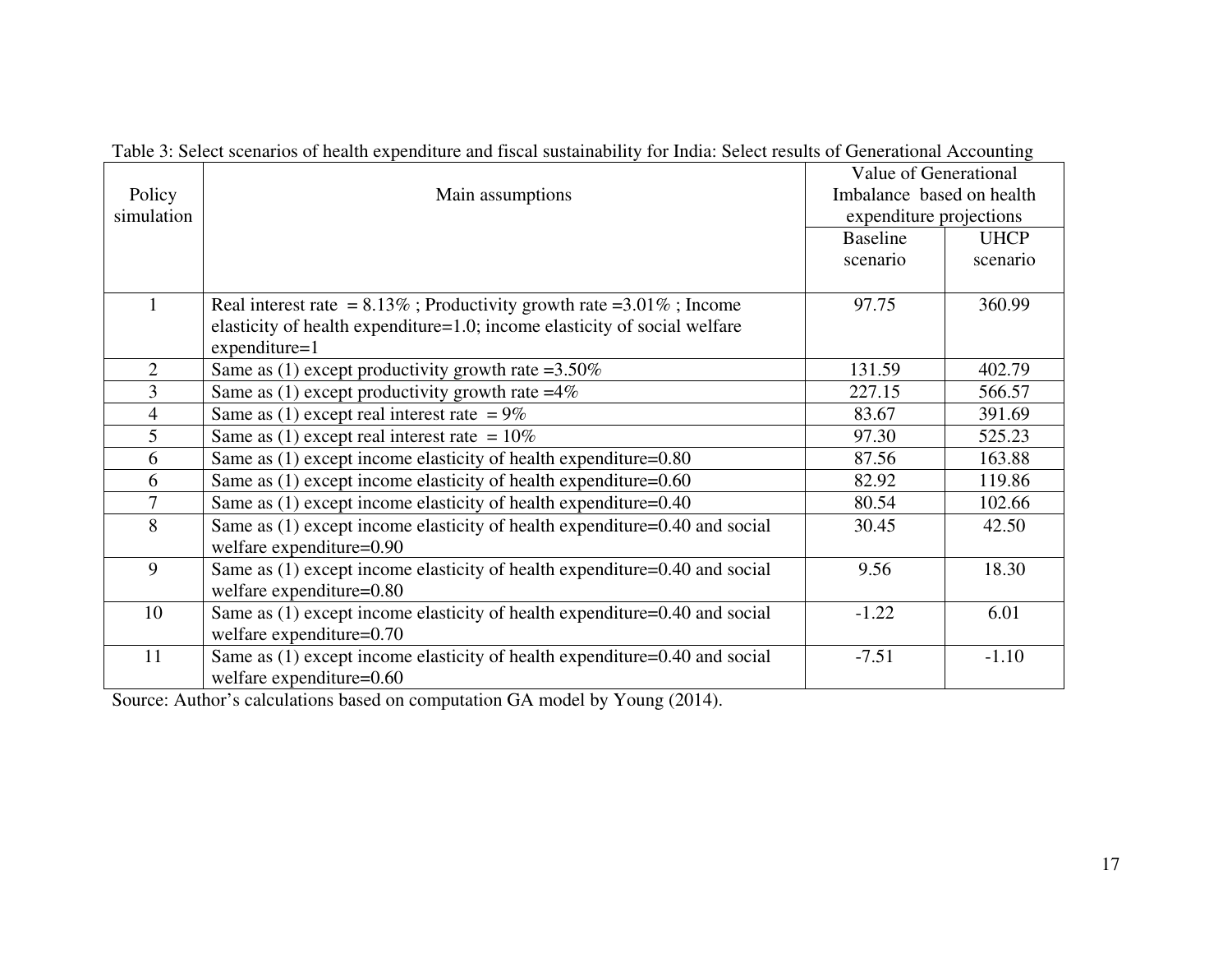Table 3: Select scenarios of health expenditure and fiscal sustainability for India: Select results of Generational Accounting

| Policy simulation | Main assumptions | Value of Generational Imbalance based on health expenditure projections | |
|---|---|---|---|
| | | Baseline scenario | UHCP scenario |
| 1 | Real interest rate = 8.13% ; Productivity growth rate =3.01% ; Income elasticity of health expenditure=1.0; income elasticity of social welfare expenditure=1 | 97.75 | 360.99 |
| 2 | Same as (1) except productivity growth rate =3.50% | 131.59 | 402.79 |
| 3 | Same as (1) except productivity growth rate =4% | 227.15 | 566.57 |
| 4 | Same as (1) except real interest rate = 9% | 83.67 | 391.69 |
| 5 | Same as (1) except real interest rate = 10% | 97.30 | 525.23 |
| 6 | Same as (1) except income elasticity of health expenditure=0.80 | 87.56 | 163.88 |
| 6 | Same as (1) except income elasticity of health expenditure=0.60 | 82.92 | 119.86 |
| 7 | Same as (1) except income elasticity of health expenditure=0.40 | 80.54 | 102.66 |
| 8 | Same as (1) except income elasticity of health expenditure=0.40 and social welfare expenditure=0.90 | 30.45 | 42.50 |
| 9 | Same as (1) except income elasticity of health expenditure=0.40 and social welfare expenditure=0.80 | 9.56 | 18.30 |
| 10 | Same as (1) except income elasticity of health expenditure=0.40 and social welfare expenditure=0.70 | -1.22 | 6.01 |
| 11 | Same as (1) except income elasticity of health expenditure=0.40 and social welfare expenditure=0.60 | -7.51 | -1.10 |

Source: Author's calculations based on computation GA model by Young (2014).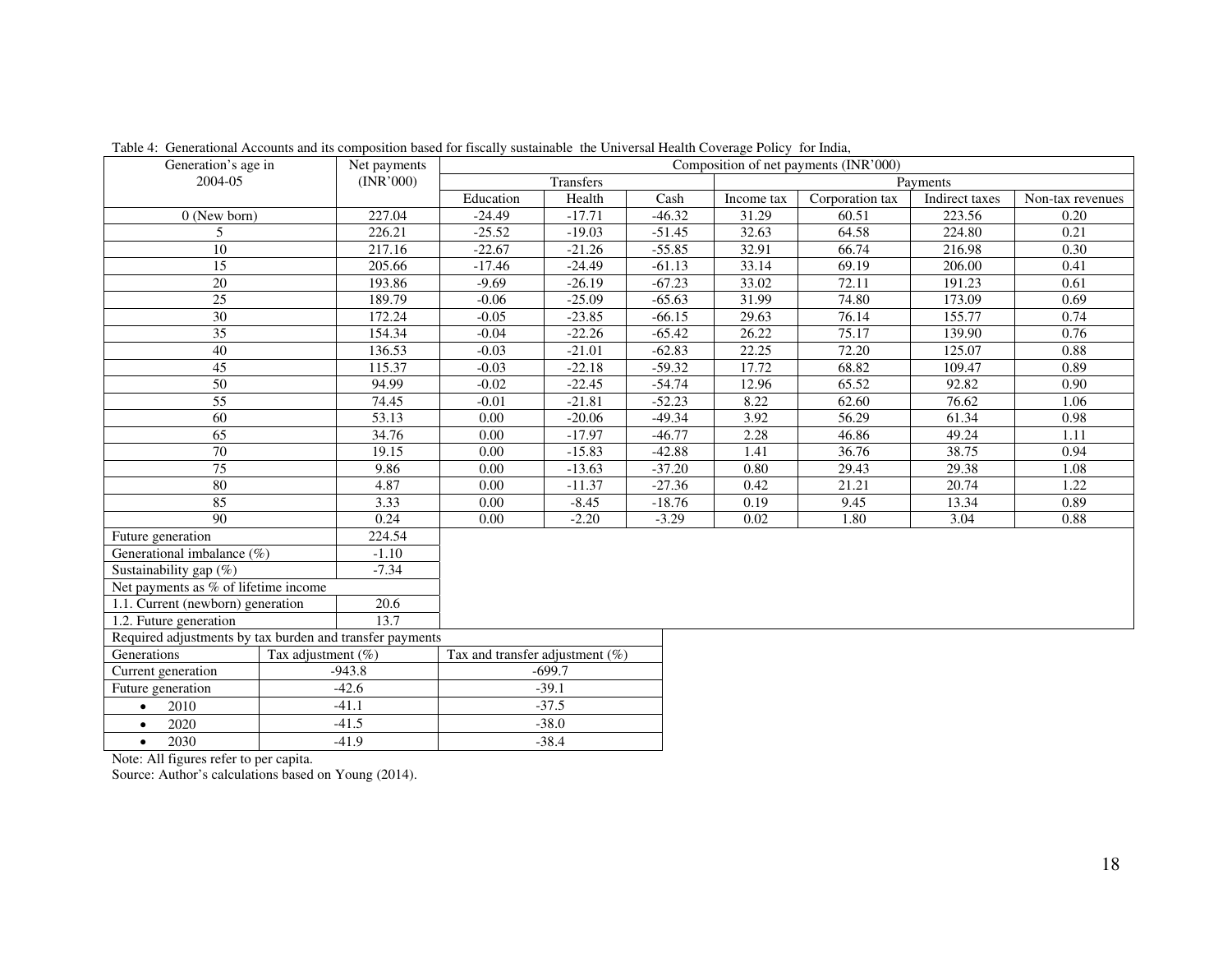Table 4: Generational Accounts and its composition based for fiscally sustainable the Universal Health Coverage Policy for India,

| Generation's age in 2004-05 | Net payments (INR'000) | Composition of net payments (INR'000) | | | | | | |
|---|---|---|---|---|---|---|---|---|
| | | Transfers | | | Payments | | | |
| | | Education | Health | Cash | Income tax | Corporation tax | Indirect taxes | Non-tax revenues |
| 0 (New born) | 227.04 | -24.49 | -17.71 | -46.32 | 31.29 | 60.51 | 223.56 | 0.20 |
| 5 | 226.21 | -25.52 | -19.03 | -51.45 | 32.63 | 64.58 | 224.80 | 0.21 |
| 10 | 217.16 | -22.67 | -21.26 | -55.85 | 32.91 | 66.74 | 216.98 | 0.30 |
| 15 | 205.66 | -17.46 | -24.49 | -61.13 | 33.14 | 69.19 | 206.00 | 0.41 |
| 20 | 193.86 | -9.69 | -26.19 | -67.23 | 33.02 | 72.11 | 191.23 | 0.61 |
| 25 | 189.79 | -0.06 | -25.09 | -65.63 | 31.99 | 74.80 | 173.09 | 0.69 |
| 30 | 172.24 | -0.05 | -23.85 | -66.15 | 29.63 | 76.14 | 155.77 | 0.74 |
| 35 | 154.34 | -0.04 | -22.26 | -65.42 | 26.22 | 75.17 | 139.90 | 0.76 |
| 40 | 136.53 | -0.03 | -21.01 | -62.83 | 22.25 | 72.20 | 125.07 | 0.88 |
| 45 | 115.37 | -0.03 | -22.18 | -59.32 | 17.72 | 68.82 | 109.47 | 0.89 |
| 50 | 94.99 | -0.02 | -22.45 | -54.74 | 12.96 | 65.52 | 92.82 | 0.90 |
| 55 | 74.45 | -0.01 | -21.81 | -52.23 | 8.22 | 62.60 | 76.62 | 1.06 |
| 60 | 53.13 | 0.00 | -20.06 | -49.34 | 3.92 | 56.29 | 61.34 | 0.98 |
| 65 | 34.76 | 0.00 | -17.97 | -46.77 | 2.28 | 46.86 | 49.24 | 1.11 |
| 70 | 19.15 | 0.00 | -15.83 | -42.88 | 1.41 | 36.76 | 38.75 | 0.94 |
| 75 | 9.86 | 0.00 | -13.63 | -37.20 | 0.80 | 29.43 | 29.38 | 1.08 |
| 80 | 4.87 | 0.00 | -11.37 | -27.36 | 0.42 | 21.21 | 20.74 | 1.22 |
| 85 | 3.33 | 0.00 | -8.45 | -18.76 | 0.19 | 9.45 | 13.34 | 0.89 |
| 90 | 0.24 | 0.00 | -2.20 | -3.29 | 0.02 | 1.80 | 3.04 | 0.88 |
| Future generation | 224.54 | | | | | | | |
| Generational imbalance (%) | -1.10 | | | | | | | |
| Sustainability gap (%) | -7.34 | | | | | | | |
| Net payments as % of lifetime income | | | | | | | | |
| 1.1. Current (newborn) generation | 20.6 | | | | | | | |
| 1.2. Future generation | 13.7 | | | | | | | |

Required adjustments by tax burden and transfer payments

| Generations | Tax adjustment (%) | Tax and transfer adjustment (%) |
|---|---|---|
| Current generation | -943.8 | -699.7 |
| Future generation | -42.6 | -39.1 |
| • 2010 | -41.1 | -37.5 |
| • 2020 | -41.5 | -38.0 |
| • 2030 | -41.9 | -38.4 |

Note: All figures refer to per capita.

Source: Author's calculations based on Young (2014).